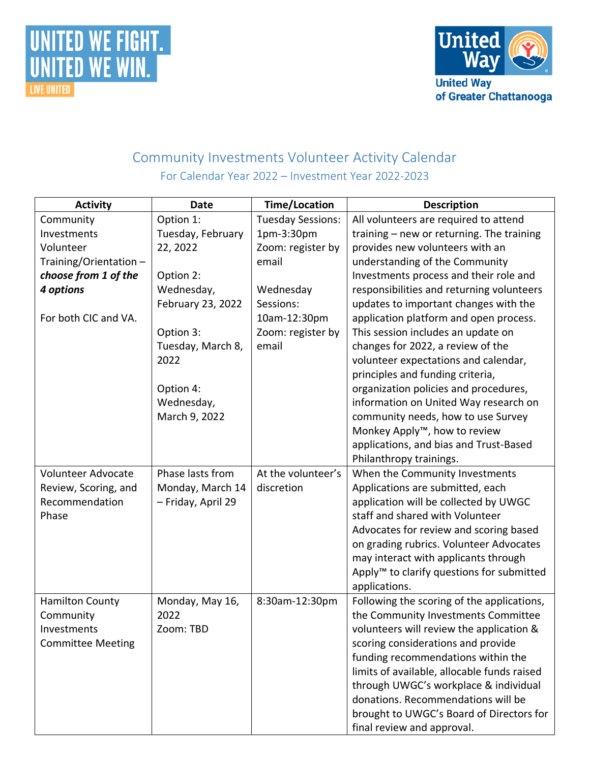UNITED WE FIGHT.
UNITED WE WIN.
LIVE UNITED

United Way
United Way of Greater Chattanooga

# Community Investments Volunteer Activity Calendar

## For Calendar Year 2022 – Investment Year 2022-2023

| Activity | Date | Time/Location | Description |
|---|---|---|---|
| Community Investments Volunteer Training/Orientation – ***choose from 1 of the 4 options***<br><br>For both CIC and VA. | Option 1: Tuesday, February 22, 2022<br><br>Option 2: Wednesday, February 23, 2022<br><br>Option 3: Tuesday, March 8, 2022<br><br>Option 4: Wednesday, March 9, 2022 | Tuesday Sessions: 1pm-3:30pm Zoom: register by email<br><br>Wednesday Sessions: 10am-12:30pm Zoom: register by email | All volunteers are required to attend training – new or returning. The training provides new volunteers with an understanding of the Community Investments process and their role and responsibilities and returning volunteers updates to important changes with the application platform and open process. This session includes an update on changes for 2022, a review of the volunteer expectations and calendar, principles and funding criteria, organization policies and procedures, information on United Way research on community needs, how to use Survey Monkey Apply™, how to review applications, and bias and Trust-Based Philanthropy trainings. |
| Volunteer Advocate Review, Scoring, and Recommendation Phase | Phase lasts from Monday, March 14 – Friday, April 29 | At the volunteer's discretion | When the Community Investments Applications are submitted, each application will be collected by UWGC staff and shared with Volunteer Advocates for review and scoring based on grading rubrics. Volunteer Advocates may interact with applicants through Apply™ to clarify questions for submitted applications. |
| Hamilton County Community Investments Committee Meeting | Monday, May 16, 2022<br>Zoom: TBD | 8:30am-12:30pm | Following the scoring of the applications, the Community Investments Committee volunteers will review the application & scoring considerations and provide funding recommendations within the limits of available, allocable funds raised through UWGC's workplace & individual donations. Recommendations will be brought to UWGC's Board of Directors for final review and approval. |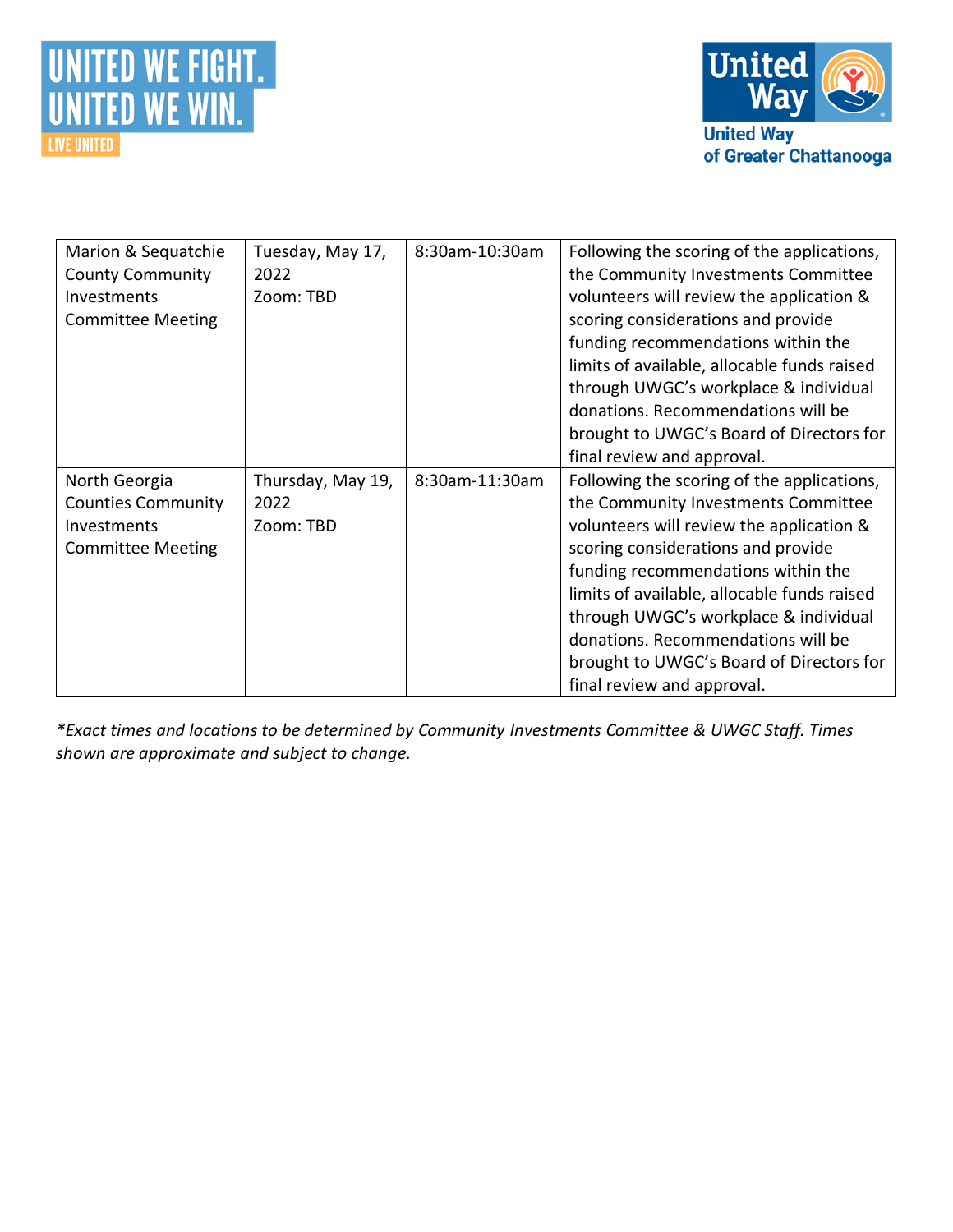UNITED WE FIGHT.
UNITED WE WIN.
LIVE UNITED

United Way
United Way of Greater Chattanooga

| | | | |
|---|---|---|---|
| Marion & Sequatchie County Community Investments Committee Meeting | Tuesday, May 17, 2022<br>Zoom: TBD | 8:30am-10:30am | Following the scoring of the applications, the Community Investments Committee volunteers will review the application & scoring considerations and provide funding recommendations within the limits of available, allocable funds raised through UWGC's workplace & individual donations. Recommendations will be brought to UWGC's Board of Directors for final review and approval. |
| North Georgia Counties Community Investments Committee Meeting | Thursday, May 19, 2022<br>Zoom: TBD | 8:30am-11:30am | Following the scoring of the applications, the Community Investments Committee volunteers will review the application & scoring considerations and provide funding recommendations within the limits of available, allocable funds raised through UWGC's workplace & individual donations. Recommendations will be brought to UWGC's Board of Directors for final review and approval. |

**\***Exact times and locations to be determined by Community Investments Committee & UWGC Staff. Times shown are approximate and subject to change.*